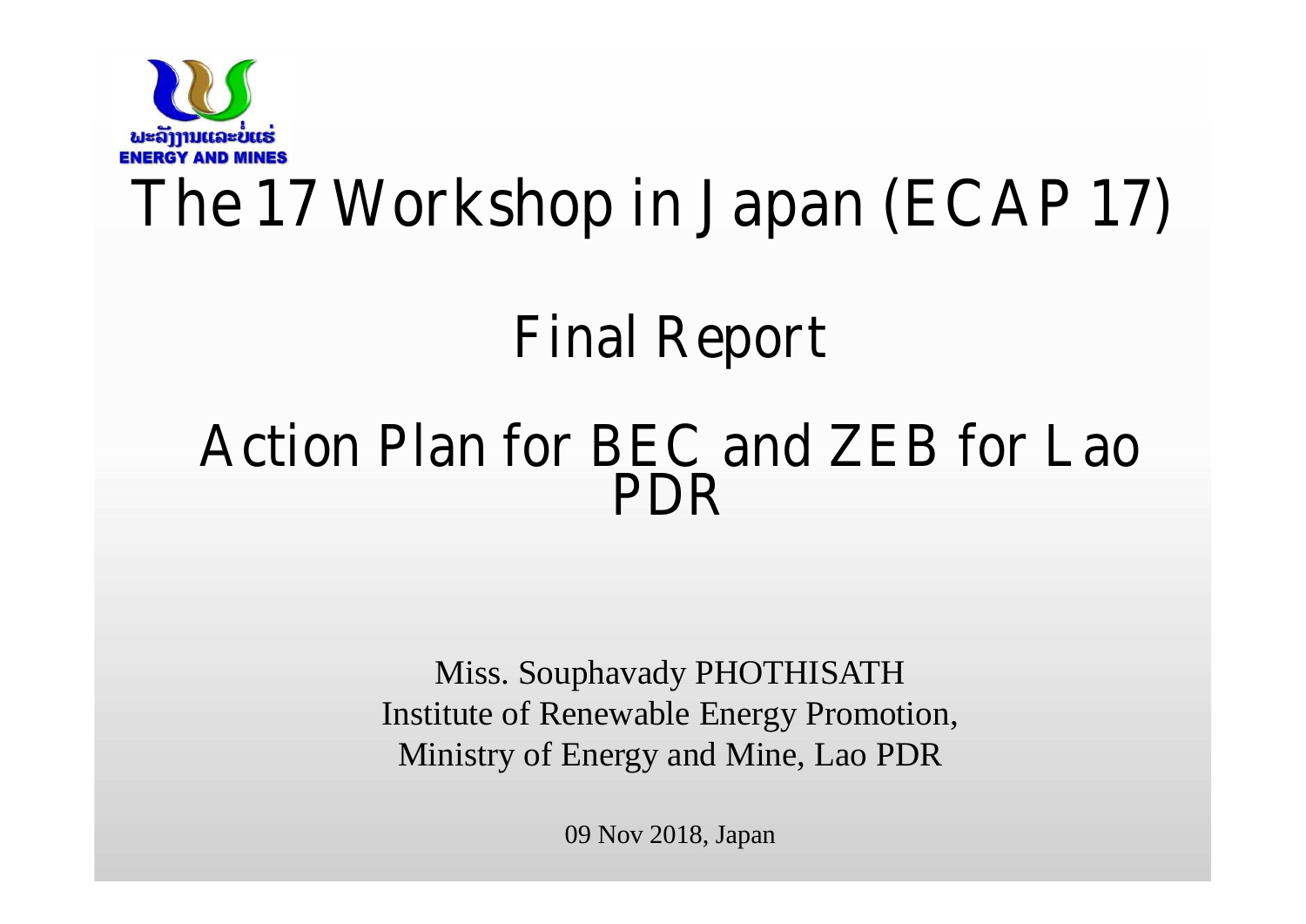ພະລັງງານແລະບໍ່ແຮ່
ENERGY AND MINES

# The 17 Workshop in Japan (ECAP 17)

## Final Report

## Action Plan for BEC and ZEB for Lao PDR

Miss. Souphavady PHOTHISATH
Institute of Renewable Energy Promotion,
Ministry of Energy and Mine, Lao PDR

09 Nov 2018, Japan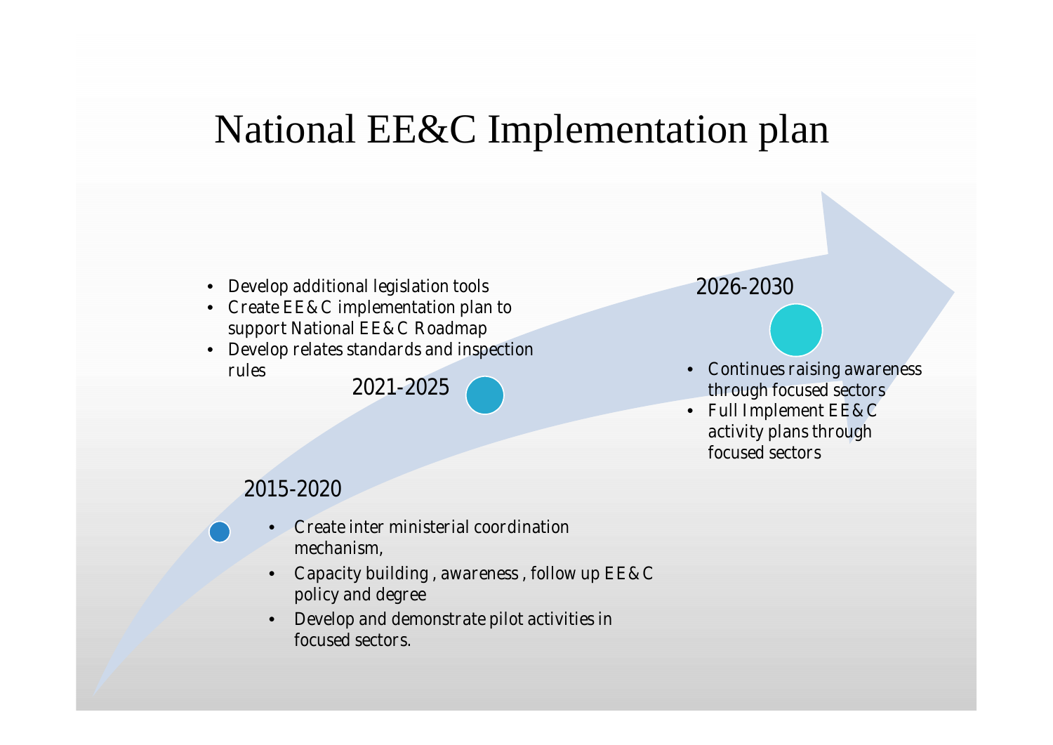# National EE&C Implementation plan

## 2015-2020

- Create inter ministerial coordination mechanism,
- Capacity building , awareness , follow up EE&C policy and degree
- Develop and demonstrate pilot activities in focused sectors.

## 2021-2025

- Develop additional legislation tools
- Create EE&C implementation plan to support National EE&C Roadmap
- Develop relates standards and inspection rules

## 2026-2030

- Continues raising awareness through focused sectors
- Full Implement EE&C activity plans through focused sectors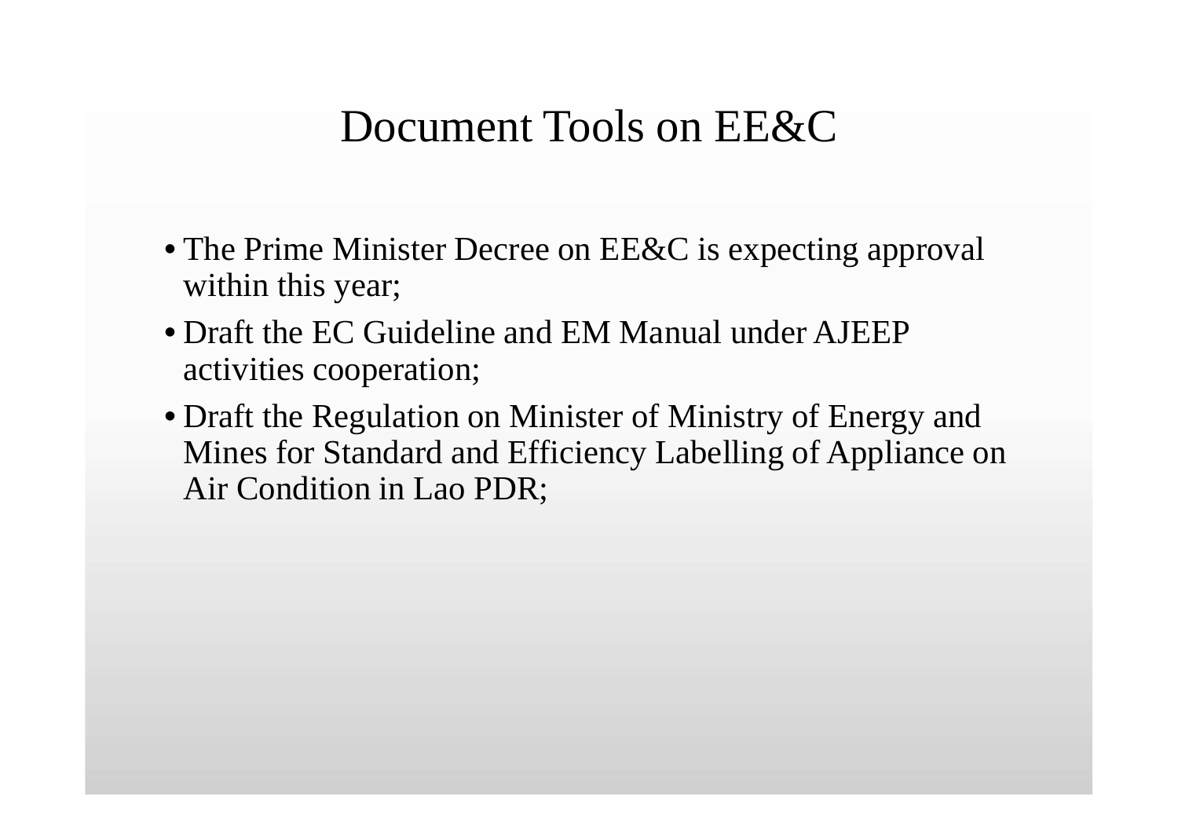# Document Tools on EE&C

- The Prime Minister Decree on EE&C is expecting approval within this year;
- Draft the EC Guideline and EM Manual under AJEEP activities cooperation;
- Draft the Regulation on Minister of Ministry of Energy and Mines for Standard and Efficiency Labelling of Appliance on Air Condition in Lao PDR;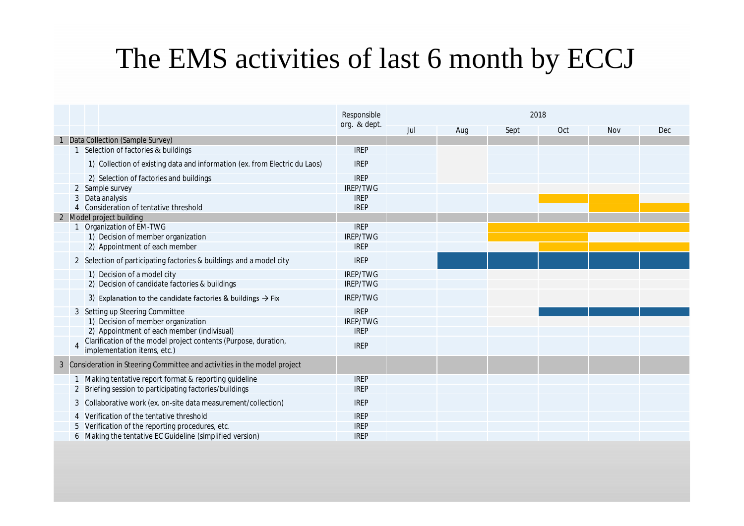# The EMS activities of last 6 month by ECCJ

| | | | Responsible org. & dept. | 2018 | | | | | |
|---|---|---|---|---|---|---|---|---|---|
| | | | | Jul | Aug | Sept | Oct | Nov | Dec |
| 1 | Data Collection (Sample Survey) | | | | | | | | |
| | 1 | Selection of factories & buildings | IREP | | | | | | |
| | | 1) Collection of existing data and information (ex. from Electric du Laos) | IREP | | | | | | |
| | | 2) Selection of factories and buildings | IREP | | | | | | |
| | 2 | Sample survey | IREP/TWG | | | | | | |
| | 3 | Data analysis | IREP | | | | | | |
| | 4 | Consideration of tentative threshold | IREP | | | | | | |
| 2 | Model project building | | | | | | | | |
| | 1 | Organization of EM-TWG | IREP | | | | | | |
| | | 1) Decision of member organization | IREP/TWG | | | | | | |
| | | 2) Appointment of each member | IREP | | | | | | |
| | 2 | Selection of participating factories & buildings and a model city | IREP | | | | | | |
| | | 1) Decision of a model city | IREP/TWG | | | | | | |
| | | 2) Decision of candidate factories & buildings | IREP/TWG | | | | | | |
| | | 3) Explanation to the candidate factories & buildings → Fix | IREP/TWG | | | | | | |
| | 3 | Setting up Steering Committee | IREP | | | | | | |
| | | 1) Decision of member organization | IREP/TWG | | | | | | |
| | | 2) Appointment of each member (indivisual) | IREP | | | | | | |
| | 4 | Clarification of the model project contents (Purpose, duration, implementation items, etc.) | IREP | | | | | | |
| 3 | Consideration in Steering Committee and activities in the model project | | | | | | | | |
| | 1 | Making tentative report format & reporting guideline | IREP | | | | | | |
| | 2 | Briefing session to participating factories/buildings | IREP | | | | | | |
| | 3 | Collaborative work (ex. on-site data measurement/collection) | IREP | | | | | | |
| | 4 | Verification of the tentative threshold | IREP | | | | | | |
| | 5 | Verification of the reporting procedures, etc. | IREP | | | | | | |
| | 6 | Making the tentative EC Guideline (simplified version) | IREP | | | | | | |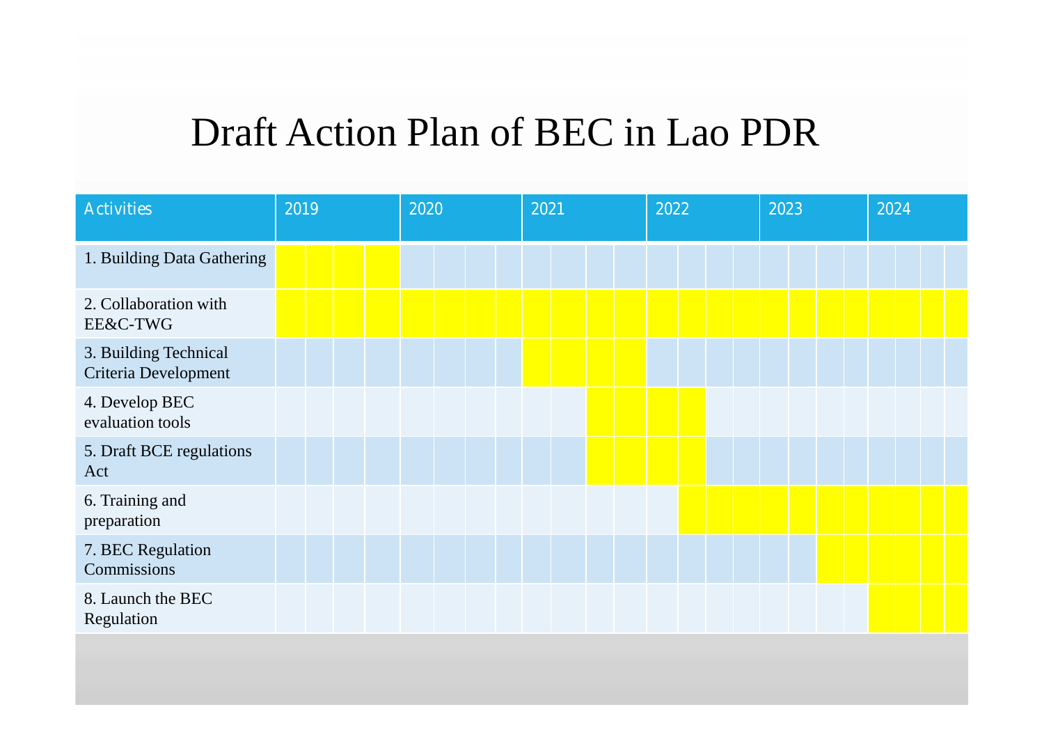# Draft Action Plan of BEC in Lao PDR

| Activities | 2019 | | | | 2020 | | | | 2021 | | | | 2022 | | | | 2023 | | | | 2024 | | | |
|---|---|---|---|---|---|---|---|---|---|---|---|---|---|---|---|---|---|---|---|---|---|---|---|---|
| 1. Building Data Gathering | ■ | ■ | ■ | ■ | | | | | | | | | | | | | | | | | | | | |
| 2. Collaboration with EE&C-TWG | ■ | ■ | ■ | ■ | ■ | ■ | ■ | ■ | ■ | ■ | ■ | ■ | ■ | ■ | ■ | ■ | ■ | ■ | ■ | ■ | ■ | ■ | ■ | ■ |
| 3. Building Technical Criteria Development | | | | | | | | | ■ | ■ | ■ | ■ | | | | | | | | | | | | |
| 4. Develop BEC evaluation tools | | | | | | | | | | | ■ | ■ | ■ | ■ | | | | | | | | | | |
| 5. Draft BCE regulations Act | | | | | | | | | | | ■ | ■ | ■ | ■ | | | | | | | | | | |
| 6. Training and preparation | | | | | | | | | | | | | | ■ | ■ | ■ | ■ | ■ | ■ | ■ | ■ | ■ | ■ | ■ |
| 7. BEC Regulation Commissions | | | | | | | | | | | | | | | | | | | ■ | ■ | ■ | ■ | ■ | ■ |
| 8. Launch the BEC Regulation | | | | | | | | | | | | | | | | | | | | | ■ | ■ | ■ | ■ |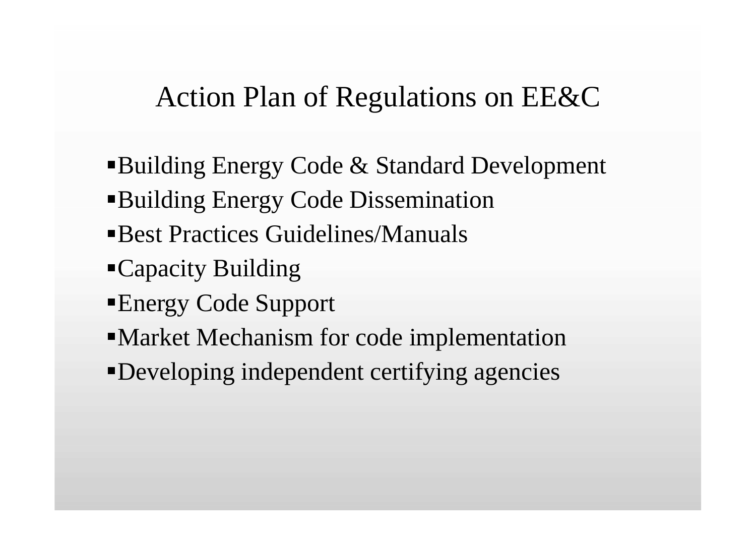# Action Plan of Regulations on EE&C

- Building Energy Code & Standard Development
- Building Energy Code Dissemination
- Best Practices Guidelines/Manuals
- Capacity Building
- Energy Code Support
- Market Mechanism for code implementation
- Developing independent certifying agencies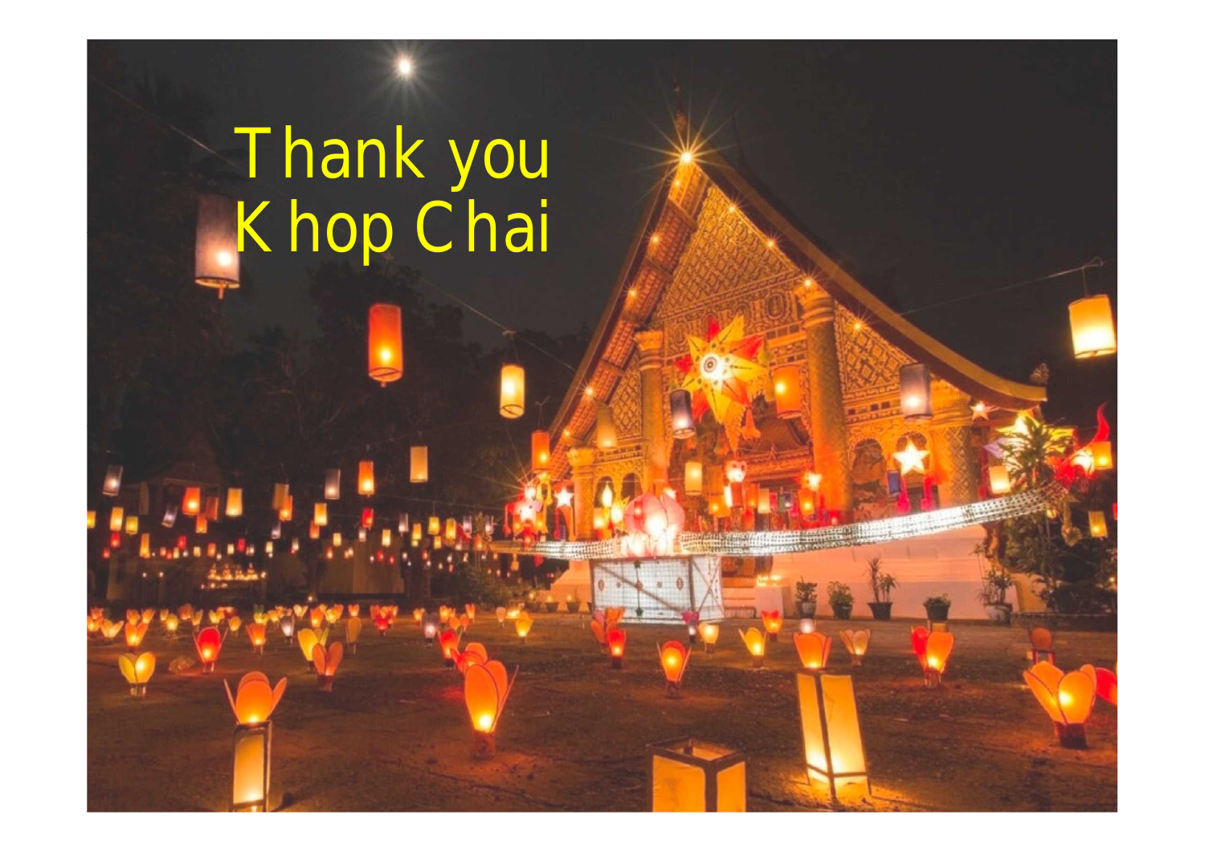Thank you
Khop Chai